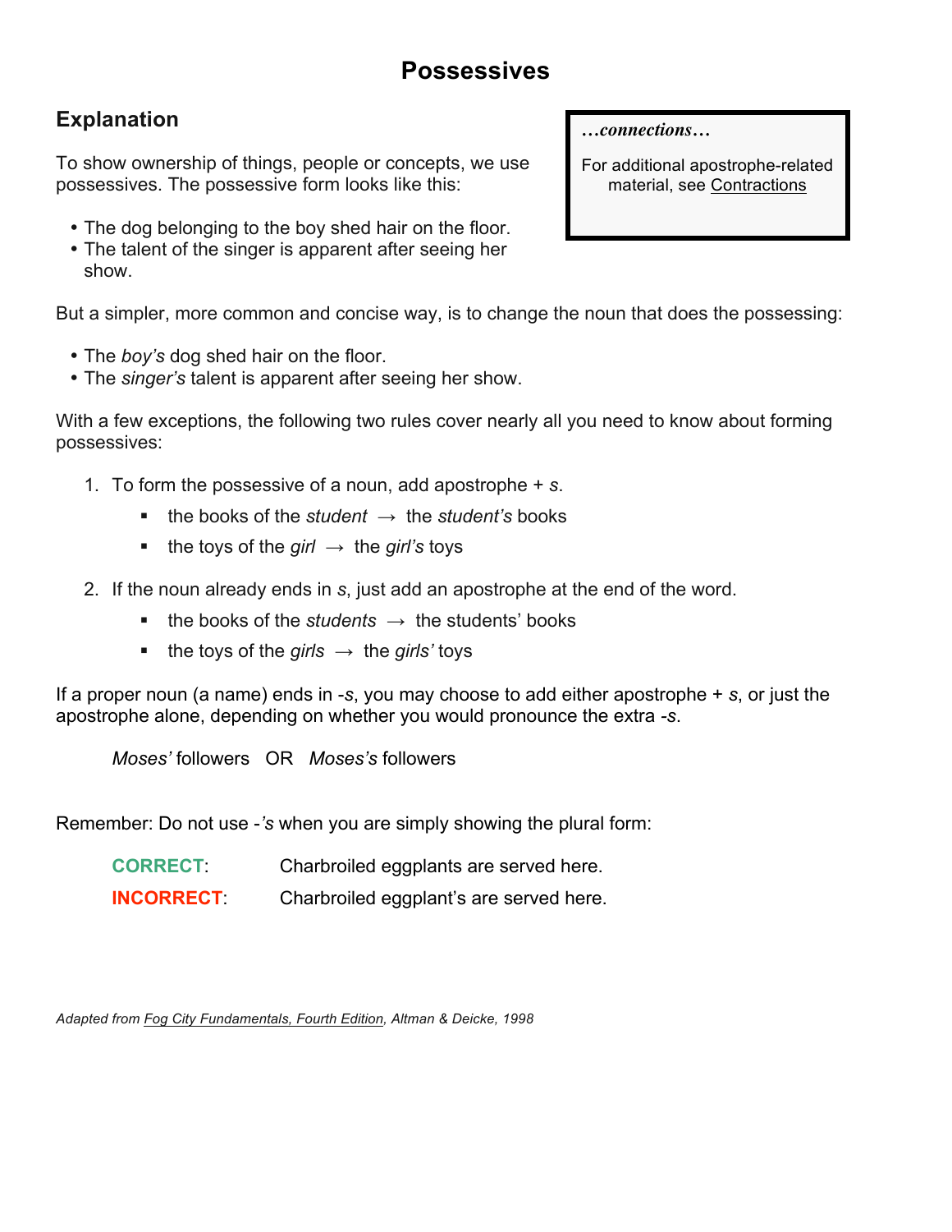# Possessives

## Explanation

> ***…connections…***
>
> For additional apostrophe-related material, see <u>Contractions</u>

To show ownership of things, people or concepts, we use possessives. The possessive form looks like this:

- The dog belonging to the boy shed hair on the floor.
- The talent of the singer is apparent after seeing her show.

But a simpler, more common and concise way, is to change the noun that does the possessing:

- The *boy's* dog shed hair on the floor.
- The *singer's* talent is apparent after seeing her show.

With a few exceptions, the following two rules cover nearly all you need to know about forming possessives:

1. To form the possessive of a noun, add apostrophe + *s*.
   - the books of the *student* → the *student's* books
   - the toys of the *girl* → the *girl's* toys
2. If the noun already ends in *s*, just add an apostrophe at the end of the word.
   - the books of the *students* → the students' books
   - the toys of the *girls* → the *girls'* toys

If a proper noun (a name) ends in -*s*, you may choose to add either apostrophe + *s*, or just the apostrophe alone, depending on whether you would pronounce the extra -*s*.

*Moses'* followers OR *Moses's* followers

Remember: Do not use -*'s* when you are simply showing the plural form:

**CORRECT**: Charbroiled eggplants are served here.

**INCORRECT**: Charbroiled eggplant's are served here.

*Adapted from <u>Fog City Fundamentals, Fourth Edition</u>, Altman & Deicke, 1998*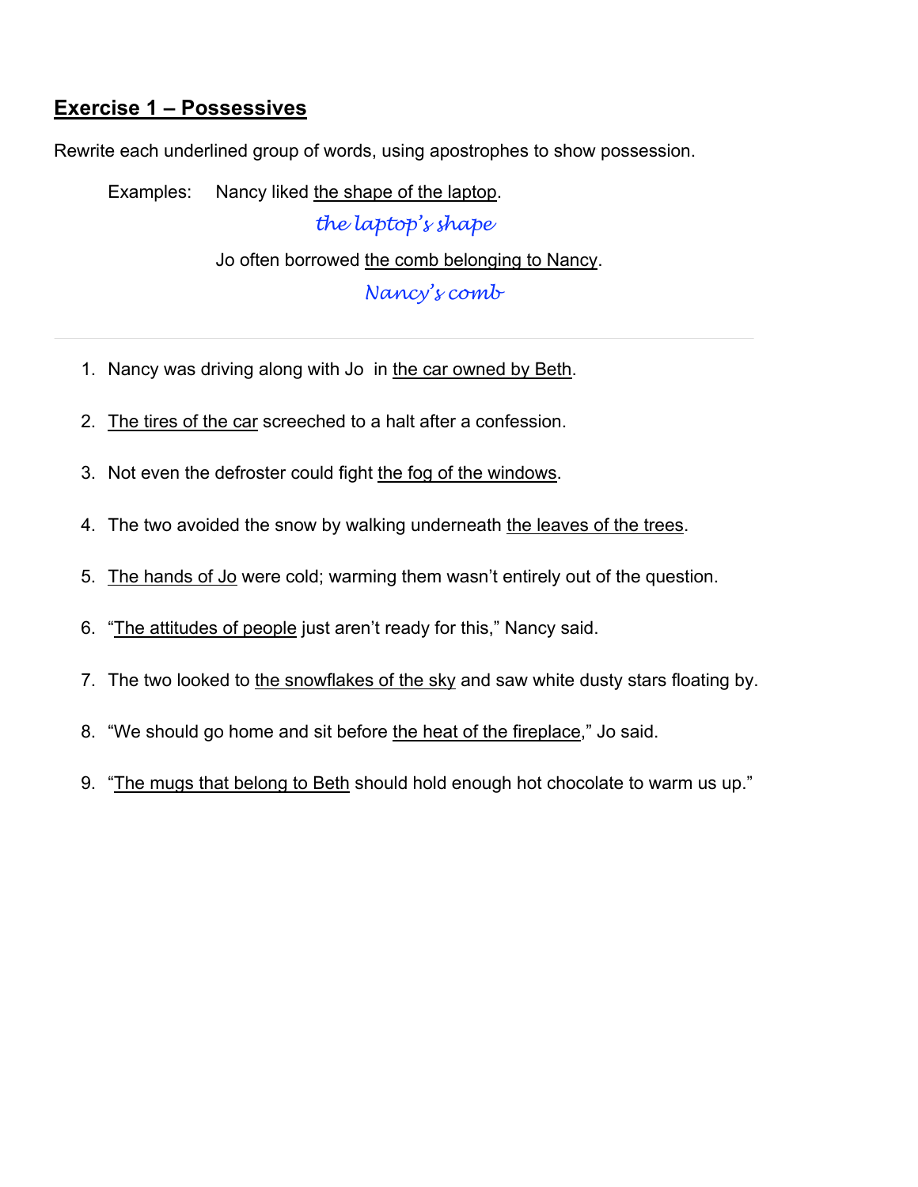## **Exercise 1 – Possessives**

Rewrite each underlined group of words, using apostrophes to show possession.

Examples: Nancy liked <u>the shape of the laptop</u>.

*the laptop's shape*

Jo often borrowed <u>the comb belonging to Nancy</u>.

*Nancy's comb*

---

1. Nancy was driving along with Jo in <u>the car owned by Beth</u>.
2. <u>The tires of the car</u> screeched to a halt after a confession.
3. Not even the defroster could fight <u>the fog of the windows</u>.
4. The two avoided the snow by walking underneath <u>the leaves of the trees</u>.
5. <u>The hands of Jo</u> were cold; warming them wasn't entirely out of the question.
6. "<u>The attitudes of people</u> just aren't ready for this," Nancy said.
7. The two looked to <u>the snowflakes of the sky</u> and saw white dusty stars floating by.
8. "We should go home and sit before <u>the heat of the fireplace</u>," Jo said.
9. "<u>The mugs that belong to Beth</u> should hold enough hot chocolate to warm us up."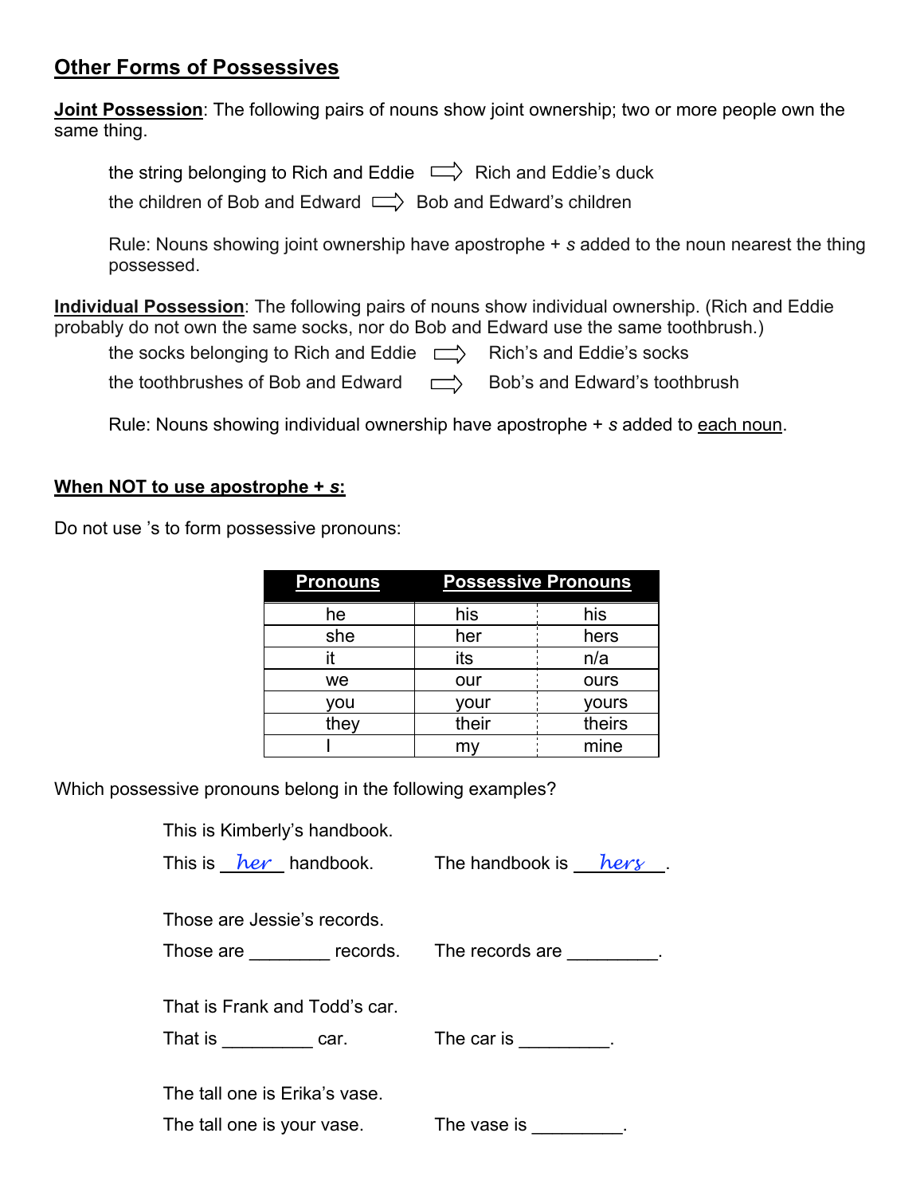## Other Forms of Possessives

**Joint Possession**: The following pairs of nouns show joint ownership; two or more people own the same thing.

the string belonging to Rich and Eddie ⇨ Rich and Eddie's duck

the children of Bob and Edward ⇨ Bob and Edward's children

Rule: Nouns showing joint ownership have apostrophe + *s* added to the noun nearest the thing possessed.

**Individual Possession**: The following pairs of nouns show individual ownership. (Rich and Eddie probably do not own the same socks, nor do Bob and Edward use the same toothbrush.)

the socks belonging to Rich and Eddie ⇨ Rich's and Eddie's socks

the toothbrushes of Bob and Edward ⇨ Bob's and Edward's toothbrush

Rule: Nouns showing individual ownership have apostrophe + *s* added to each noun.

**When NOT to use apostrophe + *s*:**

Do not use 's to form possessive pronouns:

| Pronouns | Possessive Pronouns | |
|---|---|---|
| he | his | his |
| she | her | hers |
| it | its | n/a |
| we | our | ours |
| you | your | yours |
| they | their | theirs |
| I | my | mine |

Which possessive pronouns belong in the following examples?

This is Kimberly's handbook.

This is \_\_*her*\_\_ handbook. The handbook is \_\_*hers*\_\_.

Those are Jessie's records.

Those are \_\_\_\_\_\_\_\_ records. The records are \_\_\_\_\_\_\_\_\_.

That is Frank and Todd's car.

That is \_\_\_\_\_\_\_\_\_ car. The car is \_\_\_\_\_\_\_\_\_.

The tall one is Erika's vase.

The tall one is your vase. The vase is \_\_\_\_\_\_\_\_\_.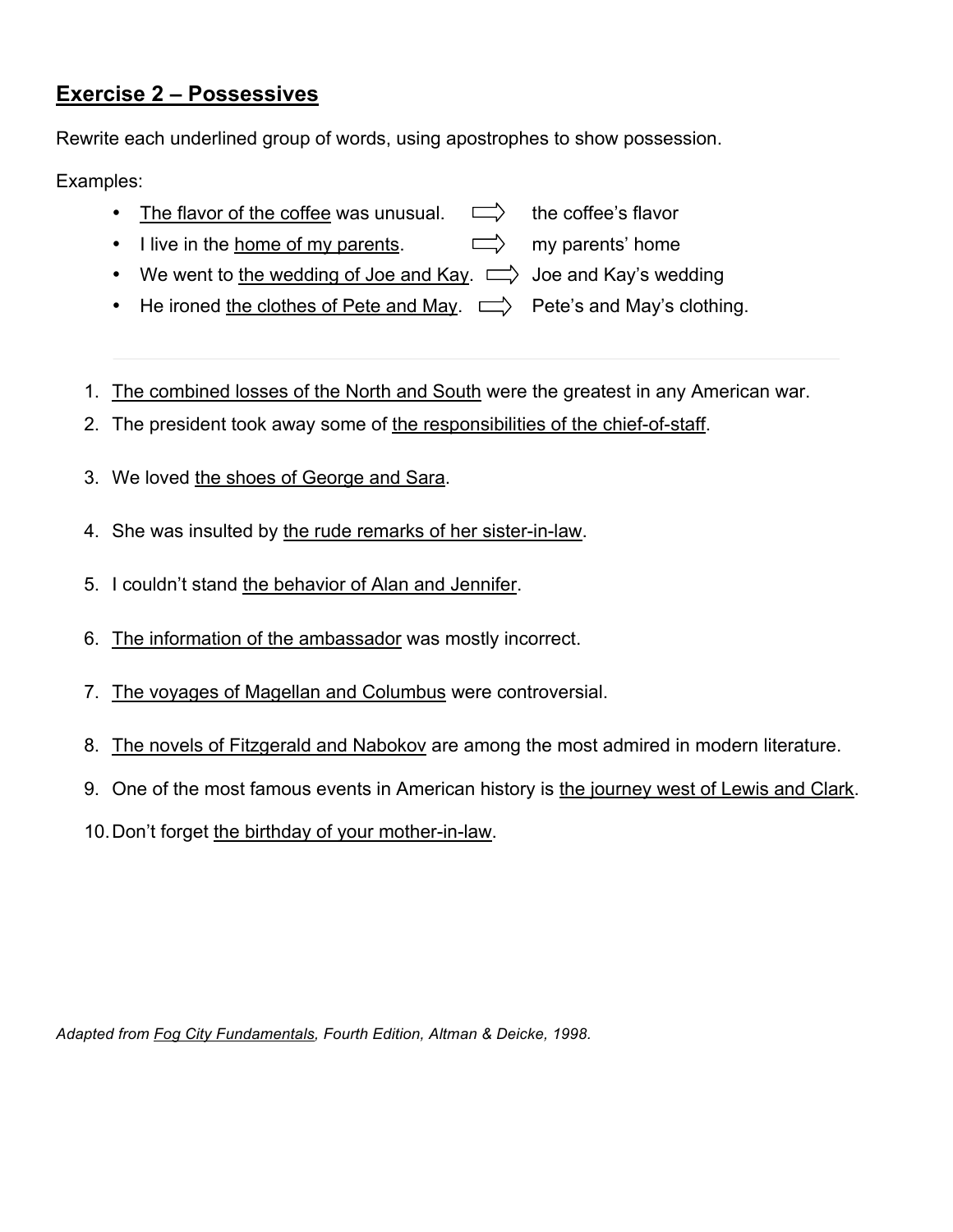## <u>Exercise 2 – Possessives</u>

Rewrite each underlined group of words, using apostrophes to show possession.

Examples:

- <u>The flavor of the coffee</u> was unusual. ⇨ the coffee's flavor
- I live in the <u>home of my parents</u>. ⇨ my parents' home
- We went to <u>the wedding of Joe and Kay</u>. ⇨ Joe and Kay's wedding
- He ironed <u>the clothes of Pete and May</u>. ⇨ Pete's and May's clothing.

---

1. <u>The combined losses of the North and South</u> were the greatest in any American war.
2. The president took away some of <u>the responsibilities of the chief-of-staff</u>.
3. We loved <u>the shoes of George and Sara</u>.
4. She was insulted by <u>the rude remarks of her sister-in-law</u>.
5. I couldn't stand <u>the behavior of Alan and Jennifer</u>.
6. <u>The information of the ambassador</u> was mostly incorrect.
7. <u>The voyages of Magellan and Columbus</u> were controversial.
8. <u>The novels of Fitzgerald and Nabokov</u> are among the most admired in modern literature.
9. One of the most famous events in American history is <u>the journey west of Lewis and Clark</u>.
10. Don't forget <u>the birthday of your mother-in-law</u>.

*Adapted from <u>Fog City Fundamentals</u>, Fourth Edition, Altman & Deicke, 1998.*